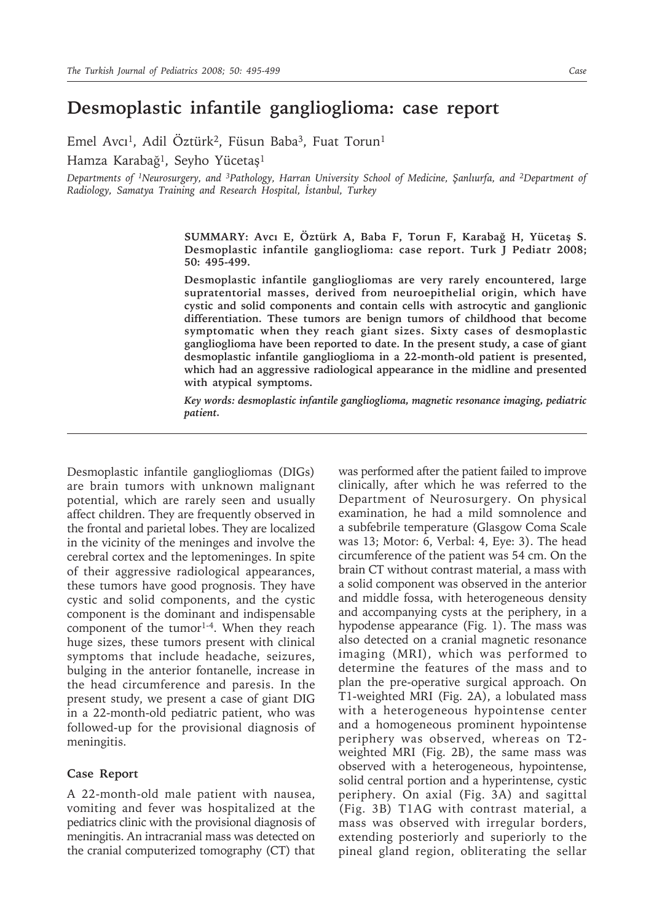# Desmoplastic infantile ganglioglioma: case report

Emel Avcı[1], Adil Öztürk[2], Füsun Baba[3], Fuat Torun[1]

Hamza Karabağ[1], Seyho Yücetaş[1]

*Departments of [1]Neurosurgery, and [3]Pathology, Harran University School of Medicine, Şanlıurfa, and [2]Department of Radiology, Samatya Training and Research Hospital, İstanbul, Turkey*

**SUMMARY: Avcı E, Öztürk A, Baba F, Torun F, Karabağ H, Yücetaş S. Desmoplastic infantile ganglioglioma: case report. Turk J Pediatr 2008; 50: 495-499.**

**Desmoplastic infantile gangliogliomas are very rarely encountered, large supratentorial masses, derived from neuroepithelial origin, which have cystic and solid components and contain cells with astrocytic and ganglionic differentiation. These tumors are benign tumors of childhood that become symptomatic when they reach giant sizes. Sixty cases of desmoplastic ganglioglioma have been reported to date. In the present study, a case of giant desmoplastic infantile ganglioglioma in a 22-month-old patient is presented, which had an aggressive radiological appearance in the midline and presented with atypical symptoms.**

***Key words: desmoplastic infantile ganglioglioma, magnetic resonance imaging, pediatric patient.***

Desmoplastic infantile gangliogliomas (DIGs) are brain tumors with unknown malignant potential, which are rarely seen and usually affect children. They are frequently observed in the frontal and parietal lobes. They are localized in the vicinity of the meninges and involve the cerebral cortex and the leptomeninges. In spite of their aggressive radiological appearances, these tumors have good prognosis. They have cystic and solid components, and the cystic component is the dominant and indispensable component of the tumor[1-4]. When they reach huge sizes, these tumors present with clinical symptoms that include headache, seizures, bulging in the anterior fontanelle, increase in the head circumference and paresis. In the present study, we present a case of giant DIG in a 22-month-old pediatric patient, who was followed-up for the provisional diagnosis of meningitis.

## Case Report

A 22-month-old male patient with nausea, vomiting and fever was hospitalized at the pediatrics clinic with the provisional diagnosis of meningitis. An intracranial mass was detected on the cranial computerized tomography (CT) that was performed after the patient failed to improve clinically, after which he was referred to the Department of Neurosurgery. On physical examination, he had a mild somnolence and a subfebrile temperature (Glasgow Coma Scale was 13; Motor: 6, Verbal: 4, Eye: 3). The head circumference of the patient was 54 cm. On the brain CT without contrast material, a mass with a solid component was observed in the anterior and middle fossa, with heterogeneous density and accompanying cysts at the periphery, in a hypodense appearance (Fig. 1). The mass was also detected on a cranial magnetic resonance imaging (MRI), which was performed to determine the features of the mass and to plan the pre-operative surgical approach. On T1-weighted MRI (Fig. 2A), a lobulated mass with a heterogeneous hypointense center and a homogeneous prominent hypointense periphery was observed, whereas on T2-weighted MRI (Fig. 2B), the same mass was observed with a heterogeneous, hypointense, solid central portion and a hyperintense, cystic periphery. On axial (Fig. 3A) and sagittal (Fig. 3B) T1AG with contrast material, a mass was observed with irregular borders, extending posteriorly and superiorly to the pineal gland region, obliterating the sellar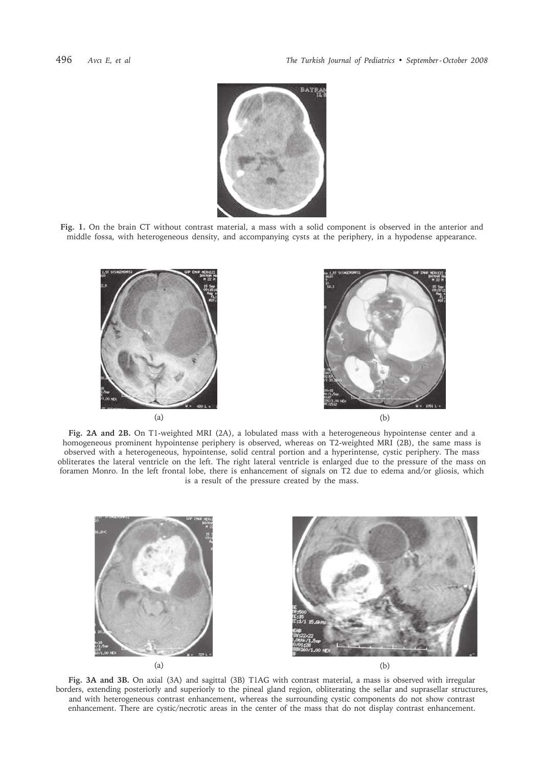**Fig. 1.** On the brain CT without contrast material, a mass with a solid component is observed in the anterior and middle fossa, with heterogeneous density, and accompanying cysts at the periphery, in a hypodense appearance.

(a)

(b)

**Fig. 2A and 2B.** On T1-weighted MRI (2A), a lobulated mass with a heterogeneous hypointense center and a homogeneous prominent hypointense periphery is observed, whereas on T2-weighted MRI (2B), the same mass is observed with a heterogeneous, hypointense, solid central portion and a hyperintense, cystic periphery. The mass obliterates the lateral ventricle on the left. The right lateral ventricle is enlarged due to the pressure of the mass on foramen Monro. In the left frontal lobe, there is enhancement of signals on T2 due to edema and/or gliosis, which is a result of the pressure created by the mass.

(a)

(b)

**Fig. 3A and 3B.** On axial (3A) and sagittal (3B) T1AG with contrast material, a mass is observed with irregular borders, extending posteriorly and superiorly to the pineal gland region, obliterating the sellar and suprasellar structures, and with heterogeneous contrast enhancement, whereas the surrounding cystic components do not show contrast enhancement. There are cystic/necrotic areas in the center of the mass that do not display contrast enhancement.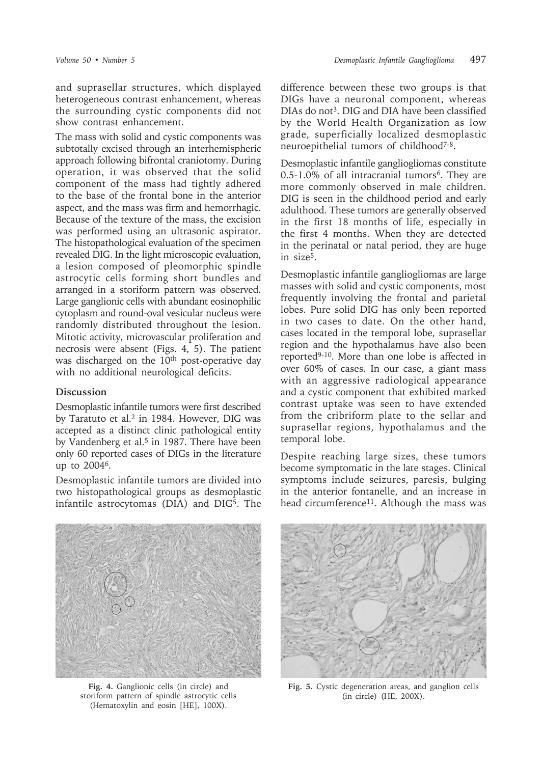and suprasellar structures, which displayed heterogeneous contrast enhancement, whereas the surrounding cystic components did not show contrast enhancement.

The mass with solid and cystic components was subtotally excised through an interhemispheric approach following bifrontal craniotomy. During operation, it was observed that the solid component of the mass had tightly adhered to the base of the frontal bone in the anterior aspect, and the mass was firm and hemorrhagic. Because of the texture of the mass, the excision was performed using an ultrasonic aspirator. The histopathological evaluation of the specimen revealed DIG. In the light microscopic evaluation, a lesion composed of pleomorphic spindle astrocytic cells forming short bundles and arranged in a storiform pattern was observed. Large ganglionic cells with abundant eosinophilic cytoplasm and round-oval vesicular nucleus were randomly distributed throughout the lesion. Mitotic activity, microvascular proliferation and necrosis were absent (Figs. 4, 5). The patient was discharged on the 10th post-operative day with no additional neurological deficits.

## Discussion

Desmoplastic infantile tumors were first described by Taratuto et al.[2] in 1984. However, DIG was accepted as a distinct clinic pathological entity by Vandenberg et al.[5] in 1987. There have been only 60 reported cases of DIGs in the literature up to 2004[6].

Desmoplastic infantile tumors are divided into two histopathological groups as desmoplastic infantile astrocytomas (DIA) and DIG[5]. The difference between these two groups is that DIGs have a neuronal component, whereas DIAs do not[3]. DIG and DIA have been classified by the World Health Organization as low grade, superficially localized desmoplastic neuroepithelial tumors of childhood[7-8].

Desmoplastic infantile gangliogliomas constitute 0.5-1.0% of all intracranial tumors[6]. They are more commonly observed in male children. DIG is seen in the childhood period and early adulthood. These tumors are generally observed in the first 18 months of life, especially in the first 4 months. When they are detected in the perinatal or natal period, they are huge in size[5].

Desmoplastic infantile gangliogliomas are large masses with solid and cystic components, most frequently involving the frontal and parietal lobes. Pure solid DIG has only been reported in two cases to date. On the other hand, cases located in the temporal lobe, suprasellar region and the hypothalamus have also been reported[9-10]. More than one lobe is affected in over 60% of cases. In our case, a giant mass with an aggressive radiological appearance and a cystic component that exhibited marked contrast uptake was seen to have extended from the cribriform plate to the sellar and suprasellar regions, hypothalamus and the temporal lobe.

Despite reaching large sizes, these tumors become symptomatic in the late stages. Clinical symptoms include seizures, paresis, bulging in the anterior fontanelle, and an increase in head circumference[11]. Although the mass was

**Fig. 4.** Ganglionic cells (in circle) and storiform pattern of spindle astrocytic cells (Hematoxylin and eosin [HE], 100X).

**Fig. 5.** Cystic degeneration areas, and ganglion cells (in circle) (HE, 200X).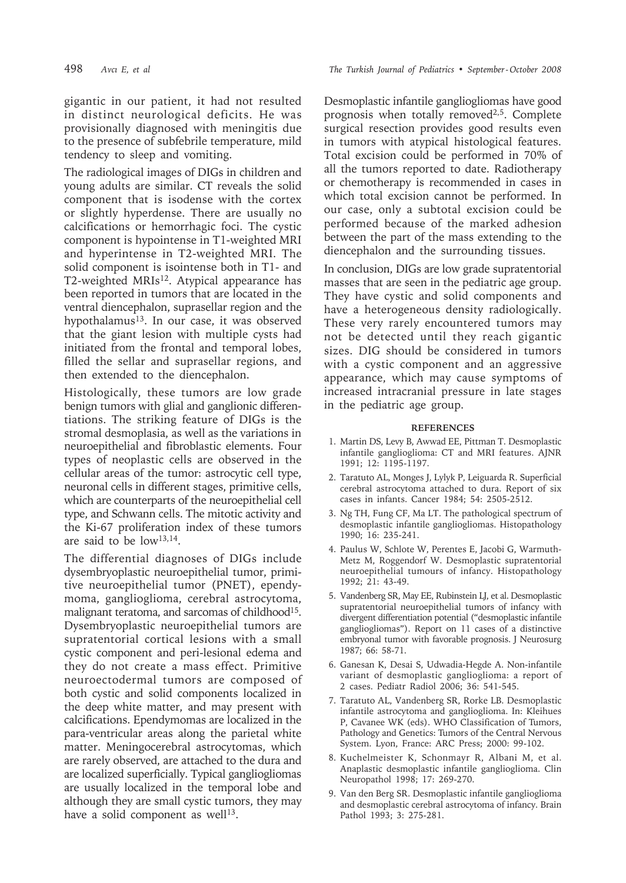gigantic in our patient, it had not resulted in distinct neurological deficits. He was provisionally diagnosed with meningitis due to the presence of subfebrile temperature, mild tendency to sleep and vomiting.

The radiological images of DIGs in children and young adults are similar. CT reveals the solid component that is isodense with the cortex or slightly hyperdense. There are usually no calcifications or hemorrhagic foci. The cystic component is hypointense in T1-weighted MRI and hyperintense in T2-weighted MRI. The solid component is isointense both in T1- and T2-weighted MRIs[12]. Atypical appearance has been reported in tumors that are located in the ventral diencephalon, suprasellar region and the hypothalamus[13]. In our case, it was observed that the giant lesion with multiple cysts had initiated from the frontal and temporal lobes, filled the sellar and suprasellar regions, and then extended to the diencephalon.

Histologically, these tumors are low grade benign tumors with glial and ganglionic differentiations. The striking feature of DIGs is the stromal desmoplasia, as well as the variations in neuroepithelial and fibroblastic elements. Four types of neoplastic cells are observed in the cellular areas of the tumor: astrocytic cell type, neuronal cells in different stages, primitive cells, which are counterparts of the neuroepithelial cell type, and Schwann cells. The mitotic activity and the Ki-67 proliferation index of these tumors are said to be low[13,14].

The differential diagnoses of DIGs include dysembryoplastic neuroepithelial tumor, primitive neuroepithelial tumor (PNET), ependymoma, ganglioglioma, cerebral astrocytoma, malignant teratoma, and sarcomas of childhood[15]. Dysembryoplastic neuroepithelial tumors are supratentorial cortical lesions with a small cystic component and peri-lesional edema and they do not create a mass effect. Primitive neuroectodermal tumors are composed of both cystic and solid components localized in the deep white matter, and may present with calcifications. Ependymomas are localized in the para-ventricular areas along the parietal white matter. Meningocerebral astrocytomas, which are rarely observed, are attached to the dura and are localized superficially. Typical gangliogliomas are usually localized in the temporal lobe and although they are small cystic tumors, they may have a solid component as well[13].

Desmoplastic infantile gangliogliomas have good prognosis when totally removed[2,5]. Complete surgical resection provides good results even in tumors with atypical histological features. Total excision could be performed in 70% of all the tumors reported to date. Radiotherapy or chemotherapy is recommended in cases in which total excision cannot be performed. In our case, only a subtotal excision could be performed because of the marked adhesion between the part of the mass extending to the diencephalon and the surrounding tissues.

In conclusion, DIGs are low grade supratentorial masses that are seen in the pediatric age group. They have cystic and solid components and have a heterogeneous density radiologically. These very rarely encountered tumors may not be detected until they reach gigantic sizes. DIG should be considered in tumors with a cystic component and an aggressive appearance, which may cause symptoms of increased intracranial pressure in late stages in the pediatric age group.

## REFERENCES

1. Martin DS, Levy B, Awwad EE, Pittman T. Desmoplastic infantile ganglioglioma: CT and MRI features. AJNR 1991; 12: 1195-1197.
2. Taratuto AL, Monges J, Lylyk P, Leiguarda R. Superficial cerebral astrocytoma attached to dura. Report of six cases in infants. Cancer 1984; 54: 2505-2512.
3. Ng TH, Fung CF, Ma LT. The pathological spectrum of desmoplastic infantile gangliogliomas. Histopathology 1990; 16: 235-241.
4. Paulus W, Schlote W, Perentes E, Jacobi G, Warmuth-Metz M, Roggendorf W. Desmoplastic supratentorial neuroepithelial tumours of infancy. Histopathology 1992; 21: 43-49.
5. Vandenberg SR, May EE, Rubinstein LJ, et al. Desmoplastic supratentorial neuroepithelial tumors of infancy with divergent differentiation potential ("desmoplastic infantile gangliogliomas"). Report on 11 cases of a distinctive embryonal tumor with favorable prognosis. J Neurosurg 1987; 66: 58-71.
6. Ganesan K, Desai S, Udwadia-Hegde A. Non-infantile variant of desmoplastic ganglioglioma: a report of 2 cases. Pediatr Radiol 2006; 36: 541-545.
7. Taratuto AL, Vandenberg SR, Rorke LB. Desmoplastic infantile astrocytoma and ganglioglioma. In: Kleihues P, Cavanee WK (eds). WHO Classification of Tumors, Pathology and Genetics: Tumors of the Central Nervous System. Lyon, France: ARC Press; 2000: 99-102.
8. Kuchelmeister K, Schonmayr R, Albani M, et al. Anaplastic desmoplastic infantile ganglioglioma. Clin Neuropathol 1998; 17: 269-270.
9. Van den Berg SR. Desmoplastic infantile ganglioglioma and desmoplastic cerebral astrocytoma of infancy. Brain Pathol 1993; 3: 275-281.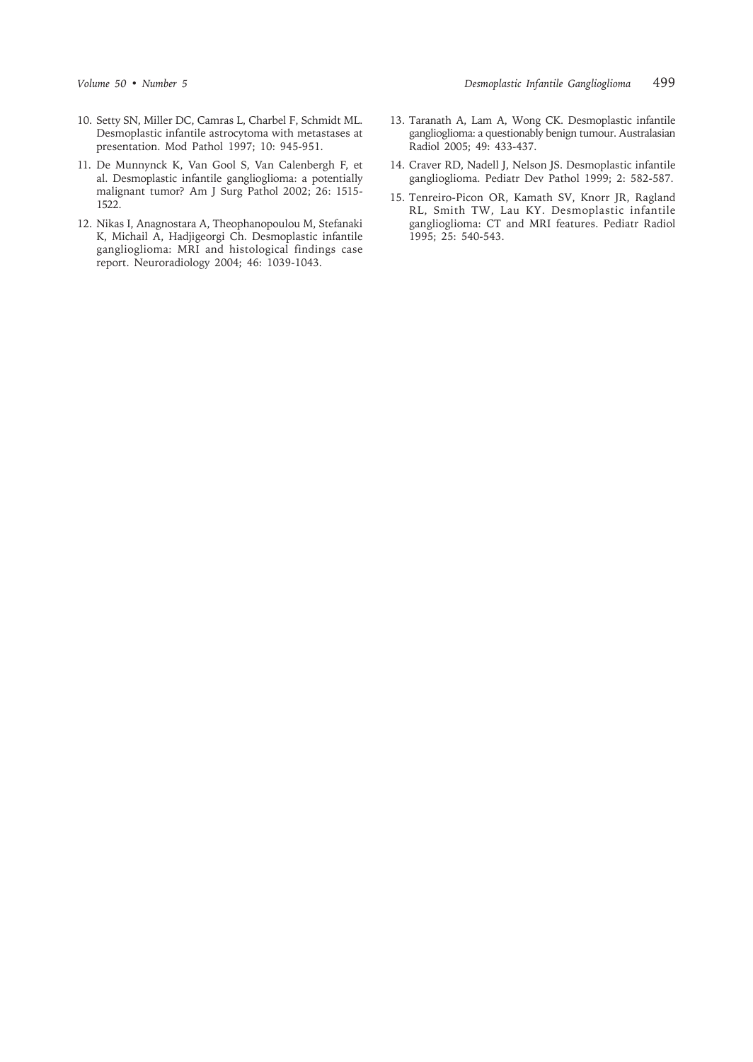10. Setty SN, Miller DC, Camras L, Charbel F, Schmidt ML. Desmoplastic infantile astrocytoma with metastases at presentation. Mod Pathol 1997; 10: 945-951.
11. De Munnynck K, Van Gool S, Van Calenbergh F, et al. Desmoplastic infantile ganglioglioma: a potentially malignant tumor? Am J Surg Pathol 2002; 26: 1515-1522.
12. Nikas I, Anagnostara A, Theophanopoulou M, Stefanaki K, Michail A, Hadjigeorgi Ch. Desmoplastic infantile ganglioglioma: MRI and histological findings case report. Neuroradiology 2004; 46: 1039-1043.
13. Taranath A, Lam A, Wong CK. Desmoplastic infantile ganglioglioma: a questionably benign tumour. Australasian Radiol 2005; 49: 433-437.
14. Craver RD, Nadell J, Nelson JS. Desmoplastic infantile ganglioglioma. Pediatr Dev Pathol 1999; 2: 582-587.
15. Tenreiro-Picon OR, Kamath SV, Knorr JR, Ragland RL, Smith TW, Lau KY. Desmoplastic infantile ganglioglioma: CT and MRI features. Pediatr Radiol 1995; 25: 540-543.